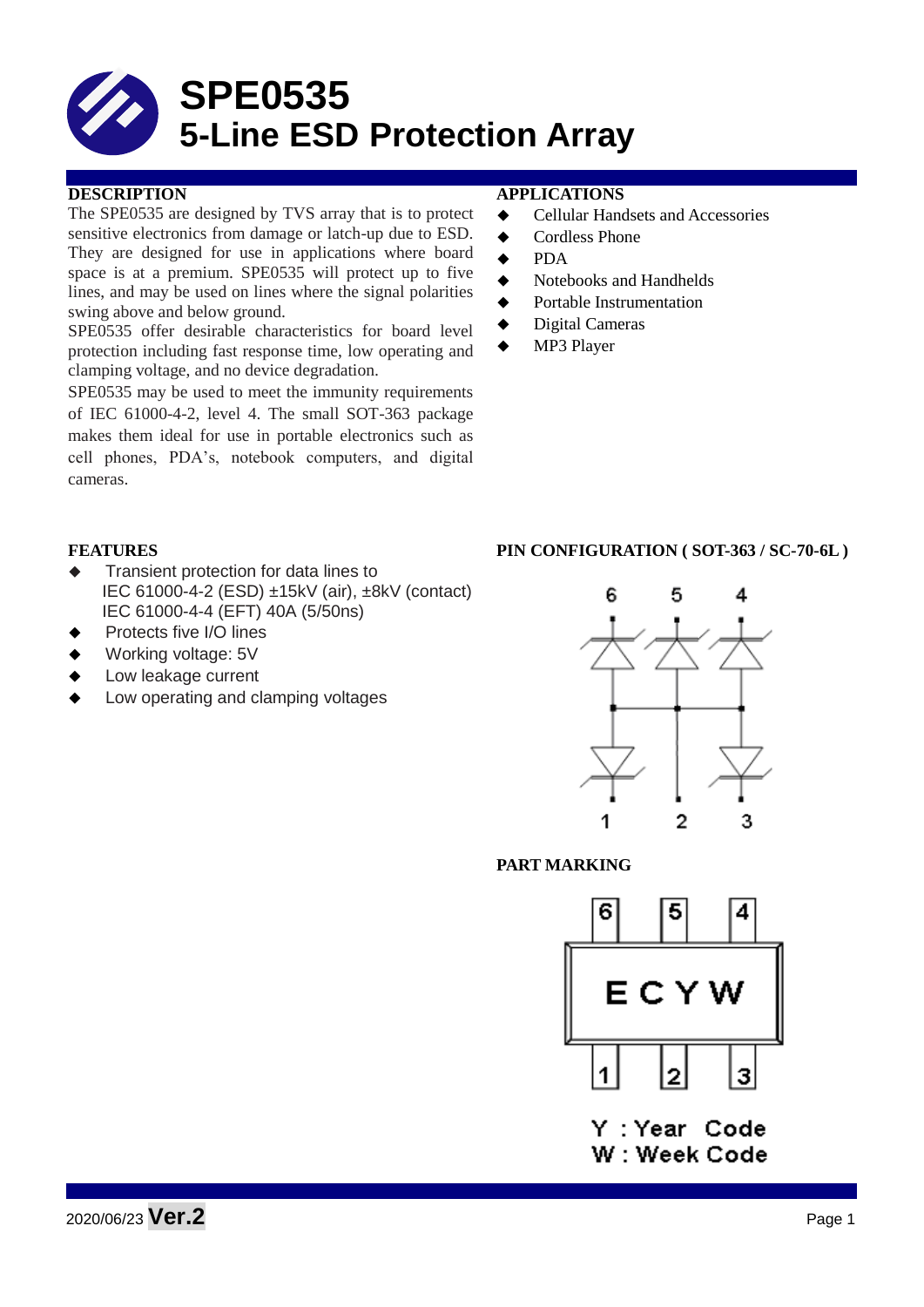# SPE0535
# 5-Line ESD Protection Array

## DESCRIPTION

The SPE0535 are designed by TVS array that is to protect sensitive electronics from damage or latch-up due to ESD. They are designed for use in applications where board space is at a premium. SPE0535 will protect up to five lines, and may be used on lines where the signal polarities swing above and below ground.

SPE0535 offer desirable characteristics for board level protection including fast response time, low operating and clamping voltage, and no device degradation.

SPE0535 may be used to meet the immunity requirements of IEC 61000-4-2, level 4. The small SOT-363 package makes them ideal for use in portable electronics such as cell phones, PDA's, notebook computers, and digital cameras.

## APPLICATIONS

- Cellular Handsets and Accessories
- Cordless Phone
- PDA
- Notebooks and Handhelds
- Portable Instrumentation
- Digital Cameras
- MP3 Player

## FEATURES

- Transient protection for data lines to IEC 61000-4-2 (ESD) ±15kV (air), ±8kV (contact) IEC 61000-4-4 (EFT) 40A (5/50ns)
- Protects five I/O lines
- Working voltage: 5V
- Low leakage current
- Low operating and clamping voltages

## PIN CONFIGURATION ( SOT-363 / SC-70-6L )

6 5 4

1 2 3

## PART MARKING

6 5 4

ECYW

1 2 3

Y : Year Code
W : Week Code

2020/06/23 **Ver.2**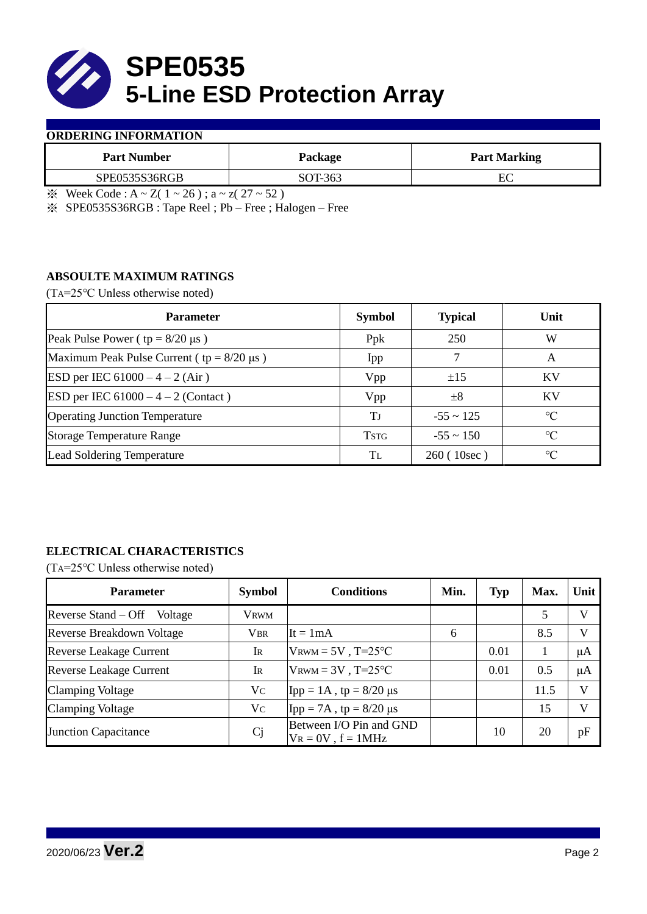# SPE0535
# 5-Line ESD Protection Array

## ORDERING INFORMATION

| Part Number | Package | Part Marking |
|---|---|---|
| SPE0535S36RGB | SOT-363 | EC |

※ Week Code : A ~ Z( 1 ~ 26 ) ; a ~ z( 27 ~ 52 )

※ SPE0535S36RGB : Tape Reel ; Pb – Free ; Halogen – Free

## ABSOULTE MAXIMUM RATINGS

($T_A$=25°C Unless otherwise noted)

| Parameter | Symbol | Typical | Unit |
|---|---|---|---|
| Peak Pulse Power ( tp = 8/20 μs ) | Ppk | 250 | W |
| Maximum Peak Pulse Current ( tp = 8/20 μs ) | Ipp | 7 | A |
| ESD per IEC 61000 – 4 – 2 (Air ) | Vpp | ±15 | KV |
| ESD per IEC 61000 – 4 – 2 (Contact ) | Vpp | ±8 | KV |
| Operating Junction Temperature | $T_J$ | -55 ~ 125 | ℃ |
| Storage Temperature Range | $T_{STG}$ | -55 ~ 150 | ℃ |
| Lead Soldering Temperature | $T_L$ | 260 ( 10sec ) | ℃ |

## ELECTRICAL CHARACTERISTICS

($T_A$=25°C Unless otherwise noted)

| Parameter | Symbol | Conditions | Min. | Typ | Max. | Unit |
|---|---|---|---|---|---|---|
| Reverse Stand – Off Voltage | $V_{RWM}$ | | | | 5 | V |
| Reverse Breakdown Voltage | $V_{BR}$ | It = 1mA | 6 | | 8.5 | V |
| Reverse Leakage Current | $I_R$ | $V_{RWM}$ = 5V , T=25℃ | | 0.01 | 1 | μA |
| Reverse Leakage Current | $I_R$ | $V_{RWM}$ = 3V , T=25℃ | | 0.01 | 0.5 | μA |
| Clamping Voltage | $V_C$ | Ipp = 1A , tp = 8/20 μs | | | 11.5 | V |
| Clamping Voltage | $V_C$ | Ipp = 7A , tp = 8/20 μs | | | 15 | V |
| Junction Capacitance | Cj | Between I/O Pin and GND $V_R$ = 0V , f = 1MHz | | 10 | 20 | pF |

2020/06/23 **Ver.2**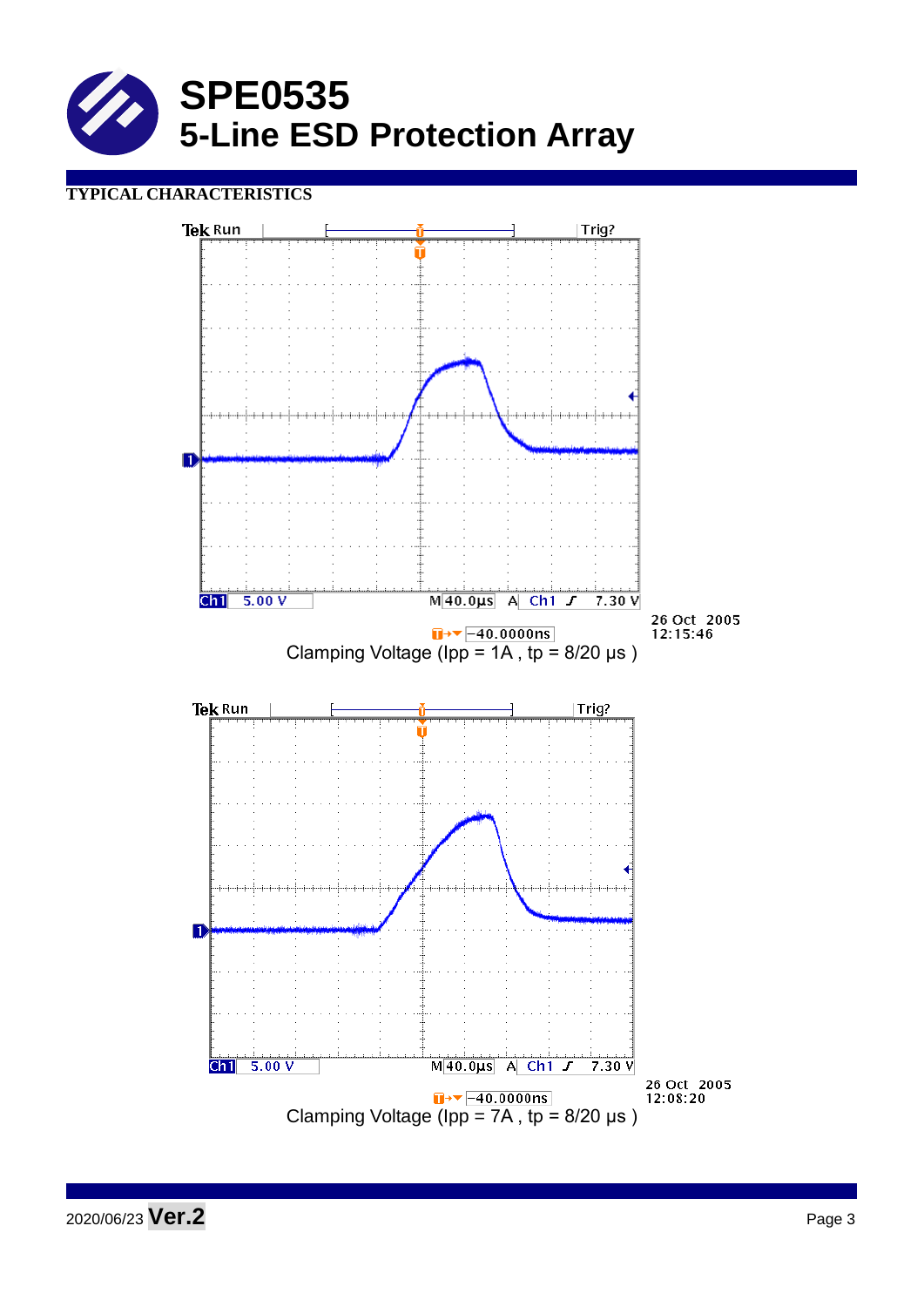# SPE0535
## 5-Line ESD Protection Array

**TYPICAL CHARACTERISTICS**

Tek Run Trig?

Ch1 5.00 V M 40.0µs A Ch1 ⨍ 7.30 V

-40.0000ns

26 Oct 2005
12:15:46

Clamping Voltage (Ipp = 1A , tp = 8/20 µs )

Tek Run Trig?

Ch1 5.00 V M 40.0µs A Ch1 ⨍ 7.30 V

-40.0000ns

26 Oct 2005
12:08:20

Clamping Voltage (Ipp = 7A , tp = 8/20 µs )

2020/06/23 **Ver.2**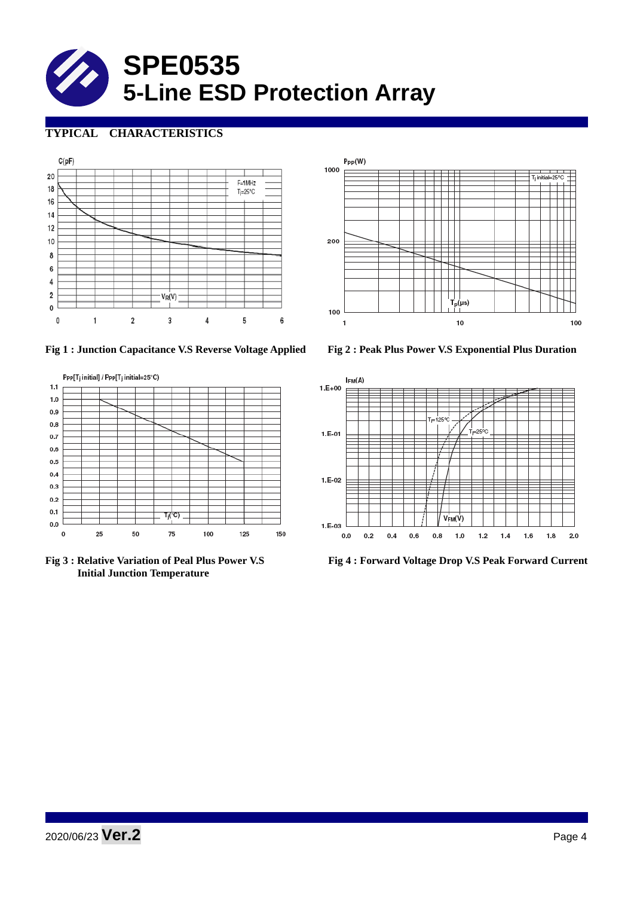# SPE0535
## 5-Line ESD Protection Array

### TYPICAL CHARACTERISTICS

Fig 1 : Junction Capacitance V.S Reverse Voltage Applied

Fig 2 : Peak Plus Power V.S Exponential Plus Duration

Fig 3 : Relative Variation of Peal Plus Power V.S Initial Junction Temperature

Fig 4 : Forward Voltage Drop V.S Peak Forward Current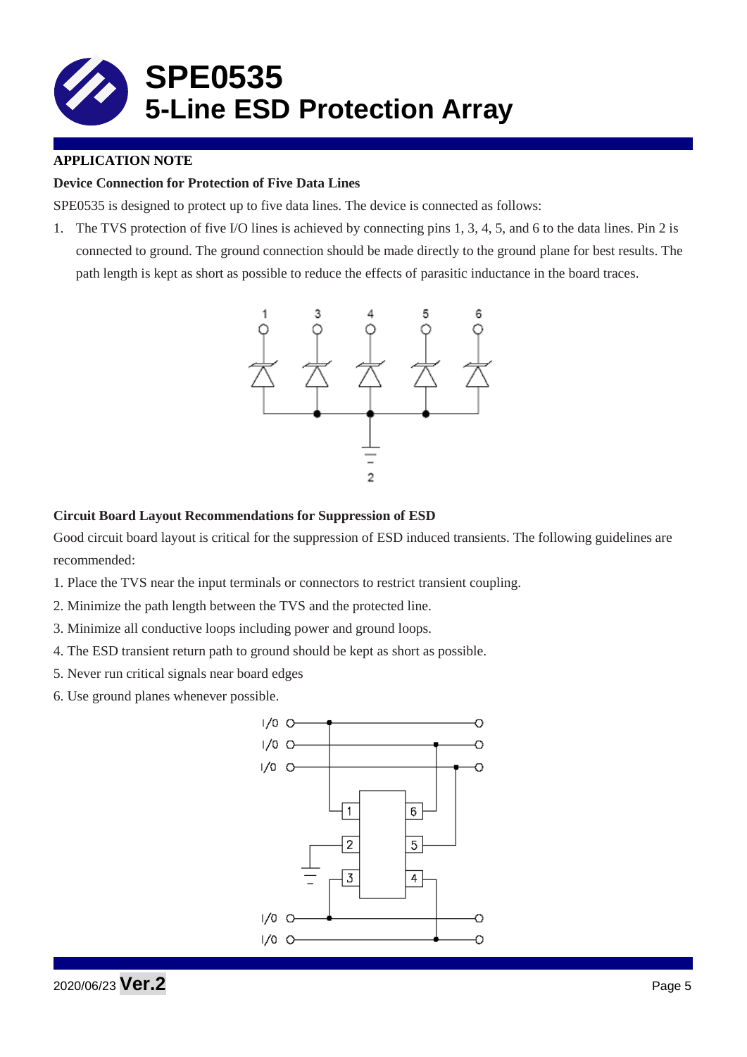# SPE0535
## 5-Line ESD Protection Array

**APPLICATION NOTE**

**Device Connection for Protection of Five Data Lines**

SPE0535 is designed to protect up to five data lines. The device is connected as follows:

1. The TVS protection of five I/O lines is achieved by connecting pins 1, 3, 4, 5, and 6 to the data lines. Pin 2 is connected to ground. The ground connection should be made directly to the ground plane for best results. The path length is kept as short as possible to reduce the effects of parasitic inductance in the board traces.

**Circuit Board Layout Recommendations for Suppression of ESD**

Good circuit board layout is critical for the suppression of ESD induced transients. The following guidelines are recommended:

1. Place the TVS near the input terminals or connectors to restrict transient coupling.
2. Minimize the path length between the TVS and the protected line.
3. Minimize all conductive loops including power and ground loops.
4. The ESD transient return path to ground should be kept as short as possible.
5. Never run critical signals near board edges
6. Use ground planes whenever possible.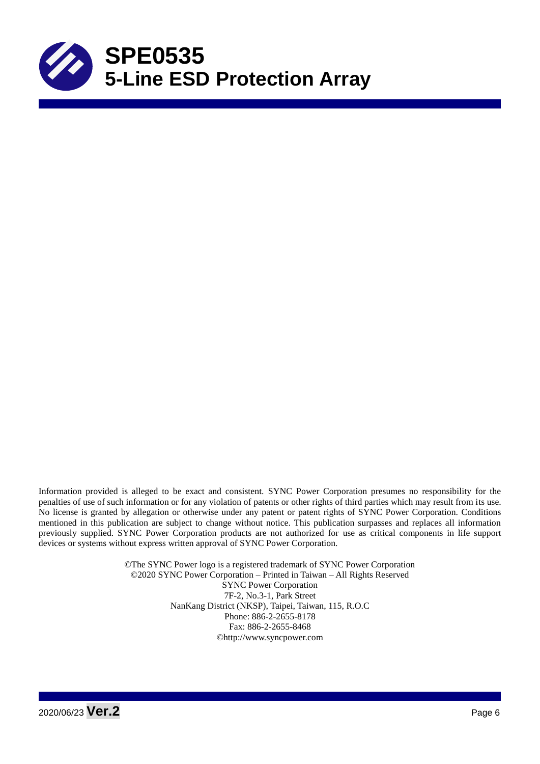Information provided is alleged to be exact and consistent. SYNC Power Corporation presumes no responsibility for the penalties of use of such information or for any violation of patents or other rights of third parties which may result from its use. No license is granted by allegation or otherwise under any patent or patent rights of SYNC Power Corporation. Conditions mentioned in this publication are subject to change without notice. This publication surpasses and replaces all information previously supplied. SYNC Power Corporation products are not authorized for use as critical components in life support devices or systems without express written approval of SYNC Power Corporation.

©The SYNC Power logo is a registered trademark of SYNC Power Corporation
©2020 SYNC Power Corporation – Printed in Taiwan – All Rights Reserved
SYNC Power Corporation
7F-2, No.3-1, Park Street
NanKang District (NKSP), Taipei, Taiwan, 115, R.O.C
Phone: 886-2-2655-8178
Fax: 886-2-2655-8468
©http://www.syncpower.com